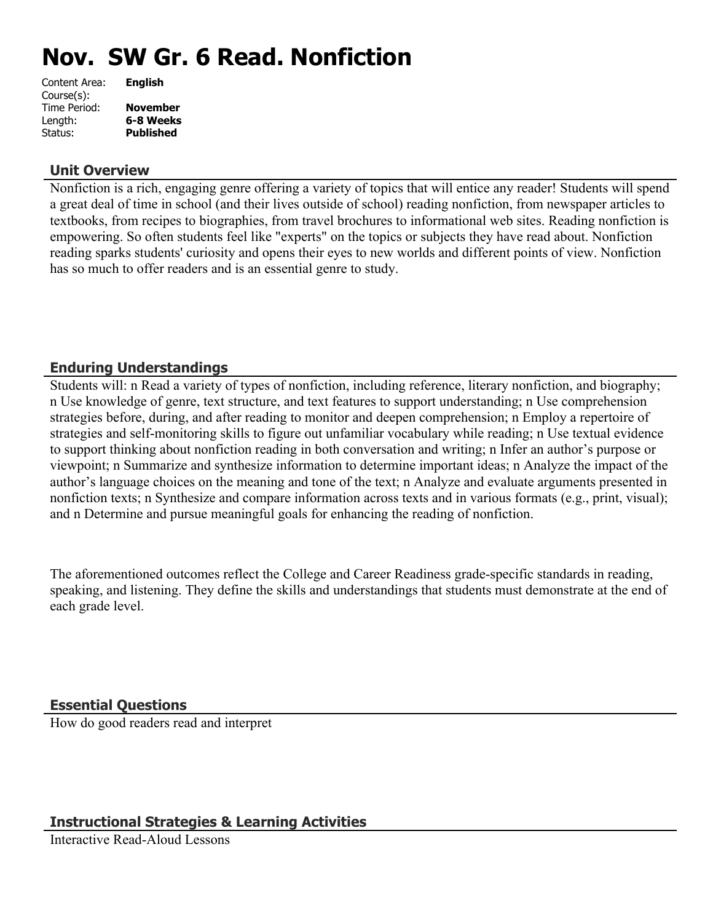# Nov.  SW Gr. 6 Read. Nonfiction

Content Area: **English**
Course(s):
Time Period: **November**
Length: **6-8 Weeks**
Status: **Published**

## Unit Overview

Nonfiction is a rich, engaging genre offering a variety of topics that will entice any reader! Students will spend a great deal of time in school (and their lives outside of school) reading nonfiction, from newspaper articles to textbooks, from recipes to biographies, from travel brochures to informational web sites. Reading nonfiction is empowering. So often students feel like "experts" on the topics or subjects they have read about. Nonfiction reading sparks students' curiosity and opens their eyes to new worlds and different points of view. Nonfiction has so much to offer readers and is an essential genre to study.

## Enduring Understandings

Students will: n Read a variety of types of nonfiction, including reference, literary nonfiction, and biography; n Use knowledge of genre, text structure, and text features to support understanding; n Use comprehension strategies before, during, and after reading to monitor and deepen comprehension; n Employ a repertoire of strategies and self-monitoring skills to figure out unfamiliar vocabulary while reading; n Use textual evidence to support thinking about nonfiction reading in both conversation and writing; n Infer an author's purpose or viewpoint; n Summarize and synthesize information to determine important ideas; n Analyze the impact of the author's language choices on the meaning and tone of the text; n Analyze and evaluate arguments presented in nonfiction texts; n Synthesize and compare information across texts and in various formats (e.g., print, visual); and n Determine and pursue meaningful goals for enhancing the reading of nonfiction.

The aforementioned outcomes reflect the College and Career Readiness grade-specific standards in reading, speaking, and listening. They define the skills and understandings that students must demonstrate at the end of each grade level.

## Essential Questions

How do good readers read and interpret

## Instructional Strategies & Learning Activities

Interactive Read-Aloud Lessons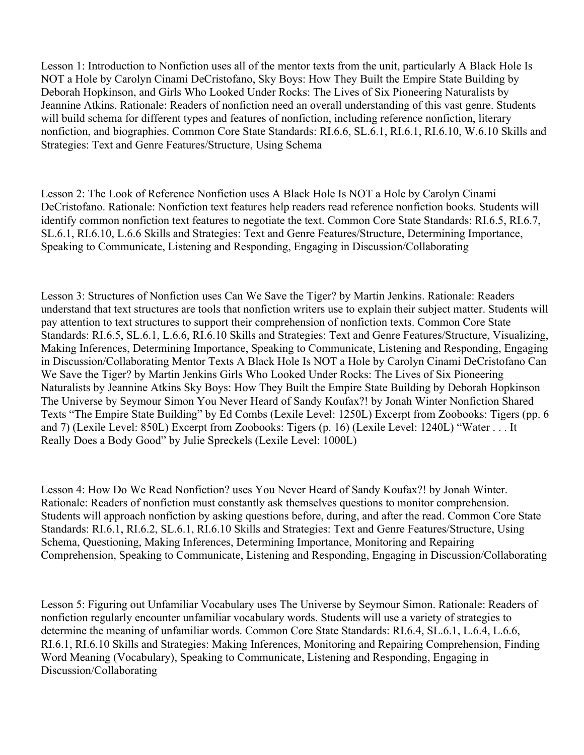Lesson 1: Introduction to Nonfiction uses all of the mentor texts from the unit, particularly A Black Hole Is NOT a Hole by Carolyn Cinami DeCristofano, Sky Boys: How They Built the Empire State Building by Deborah Hopkinson, and Girls Who Looked Under Rocks: The Lives of Six Pioneering Naturalists by Jeannine Atkins. Rationale: Readers of nonfiction need an overall understanding of this vast genre. Students will build schema for different types and features of nonfiction, including reference nonfiction, literary nonfiction, and biographies. Common Core State Standards: RI.6.6, SL.6.1, RI.6.1, RI.6.10, W.6.10 Skills and Strategies: Text and Genre Features/Structure, Using Schema

Lesson 2: The Look of Reference Nonfiction uses A Black Hole Is NOT a Hole by Carolyn Cinami DeCristofano. Rationale: Nonfiction text features help readers read reference nonfiction books. Students will identify common nonfiction text features to negotiate the text. Common Core State Standards: RI.6.5, RI.6.7, SL.6.1, RI.6.10, L.6.6 Skills and Strategies: Text and Genre Features/Structure, Determining Importance, Speaking to Communicate, Listening and Responding, Engaging in Discussion/Collaborating

Lesson 3: Structures of Nonfiction uses Can We Save the Tiger? by Martin Jenkins. Rationale: Readers understand that text structures are tools that nonfiction writers use to explain their subject matter. Students will pay attention to text structures to support their comprehension of nonfiction texts. Common Core State Standards: RI.6.5, SL.6.1, L.6.6, RI.6.10 Skills and Strategies: Text and Genre Features/Structure, Visualizing, Making Inferences, Determining Importance, Speaking to Communicate, Listening and Responding, Engaging in Discussion/Collaborating Mentor Texts A Black Hole Is NOT a Hole by Carolyn Cinami DeCristofano Can We Save the Tiger? by Martin Jenkins Girls Who Looked Under Rocks: The Lives of Six Pioneering Naturalists by Jeannine Atkins Sky Boys: How They Built the Empire State Building by Deborah Hopkinson The Universe by Seymour Simon You Never Heard of Sandy Koufax?! by Jonah Winter Nonfiction Shared Texts "The Empire State Building" by Ed Combs (Lexile Level: 1250L) Excerpt from Zoobooks: Tigers (pp. 6 and 7) (Lexile Level: 850L) Excerpt from Zoobooks: Tigers (p. 16) (Lexile Level: 1240L) "Water . . . It Really Does a Body Good" by Julie Spreckels (Lexile Level: 1000L)

Lesson 4: How Do We Read Nonfiction? uses You Never Heard of Sandy Koufax?! by Jonah Winter. Rationale: Readers of nonfiction must constantly ask themselves questions to monitor comprehension. Students will approach nonfiction by asking questions before, during, and after the read. Common Core State Standards: RI.6.1, RI.6.2, SL.6.1, RI.6.10 Skills and Strategies: Text and Genre Features/Structure, Using Schema, Questioning, Making Inferences, Determining Importance, Monitoring and Repairing Comprehension, Speaking to Communicate, Listening and Responding, Engaging in Discussion/Collaborating

Lesson 5: Figuring out Unfamiliar Vocabulary uses The Universe by Seymour Simon. Rationale: Readers of nonfiction regularly encounter unfamiliar vocabulary words. Students will use a variety of strategies to determine the meaning of unfamiliar words. Common Core State Standards: RI.6.4, SL.6.1, L.6.4, L.6.6, RI.6.1, RI.6.10 Skills and Strategies: Making Inferences, Monitoring and Repairing Comprehension, Finding Word Meaning (Vocabulary), Speaking to Communicate, Listening and Responding, Engaging in Discussion/Collaborating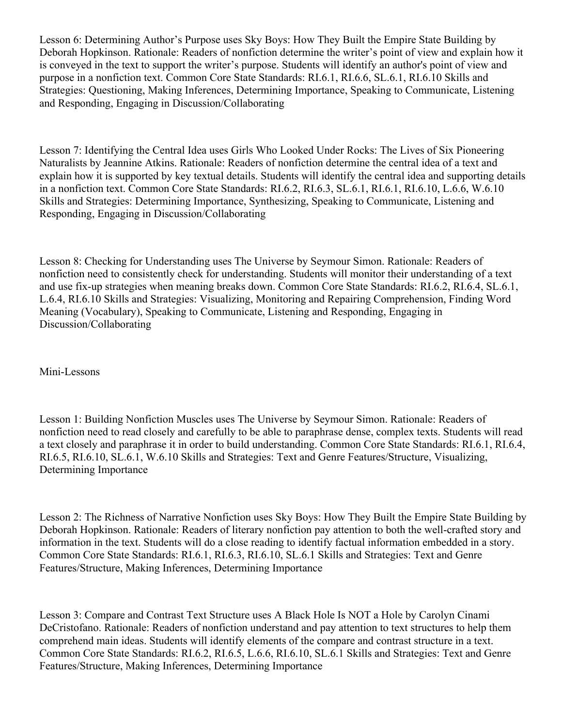Lesson 6: Determining Author's Purpose uses Sky Boys: How They Built the Empire State Building by Deborah Hopkinson. Rationale: Readers of nonfiction determine the writer's point of view and explain how it is conveyed in the text to support the writer's purpose. Students will identify an author's point of view and purpose in a nonfiction text. Common Core State Standards: RI.6.1, RI.6.6, SL.6.1, RI.6.10 Skills and Strategies: Questioning, Making Inferences, Determining Importance, Speaking to Communicate, Listening and Responding, Engaging in Discussion/Collaborating

Lesson 7: Identifying the Central Idea uses Girls Who Looked Under Rocks: The Lives of Six Pioneering Naturalists by Jeannine Atkins. Rationale: Readers of nonfiction determine the central idea of a text and explain how it is supported by key textual details. Students will identify the central idea and supporting details in a nonfiction text. Common Core State Standards: RI.6.2, RI.6.3, SL.6.1, RI.6.1, RI.6.10, L.6.6, W.6.10 Skills and Strategies: Determining Importance, Synthesizing, Speaking to Communicate, Listening and Responding, Engaging in Discussion/Collaborating

Lesson 8: Checking for Understanding uses The Universe by Seymour Simon. Rationale: Readers of nonfiction need to consistently check for understanding. Students will monitor their understanding of a text and use fix-up strategies when meaning breaks down. Common Core State Standards: RI.6.2, RI.6.4, SL.6.1, L.6.4, RI.6.10 Skills and Strategies: Visualizing, Monitoring and Repairing Comprehension, Finding Word Meaning (Vocabulary), Speaking to Communicate, Listening and Responding, Engaging in Discussion/Collaborating

Mini-Lessons

Lesson 1: Building Nonfiction Muscles uses The Universe by Seymour Simon. Rationale: Readers of nonfiction need to read closely and carefully to be able to paraphrase dense, complex texts. Students will read a text closely and paraphrase it in order to build understanding. Common Core State Standards: RI.6.1, RI.6.4, RI.6.5, RI.6.10, SL.6.1, W.6.10 Skills and Strategies: Text and Genre Features/Structure, Visualizing, Determining Importance

Lesson 2: The Richness of Narrative Nonfiction uses Sky Boys: How They Built the Empire State Building by Deborah Hopkinson. Rationale: Readers of literary nonfiction pay attention to both the well-crafted story and information in the text. Students will do a close reading to identify factual information embedded in a story. Common Core State Standards: RI.6.1, RI.6.3, RI.6.10, SL.6.1 Skills and Strategies: Text and Genre Features/Structure, Making Inferences, Determining Importance

Lesson 3: Compare and Contrast Text Structure uses A Black Hole Is NOT a Hole by Carolyn Cinami DeCristofano. Rationale: Readers of nonfiction understand and pay attention to text structures to help them comprehend main ideas. Students will identify elements of the compare and contrast structure in a text. Common Core State Standards: RI.6.2, RI.6.5, L.6.6, RI.6.10, SL.6.1 Skills and Strategies: Text and Genre Features/Structure, Making Inferences, Determining Importance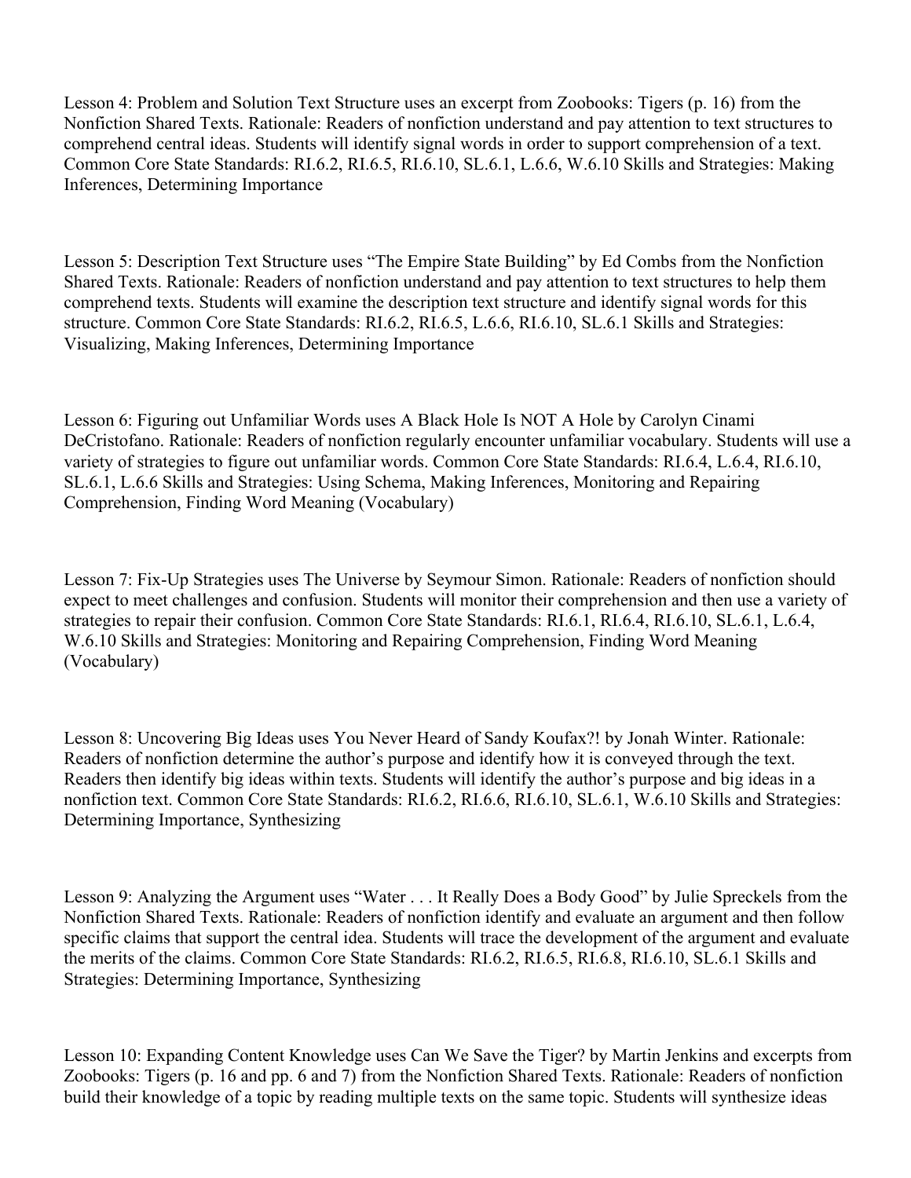Lesson 4: Problem and Solution Text Structure uses an excerpt from Zoobooks: Tigers (p. 16) from the Nonfiction Shared Texts. Rationale: Readers of nonfiction understand and pay attention to text structures to comprehend central ideas. Students will identify signal words in order to support comprehension of a text. Common Core State Standards: RI.6.2, RI.6.5, RI.6.10, SL.6.1, L.6.6, W.6.10 Skills and Strategies: Making Inferences, Determining Importance

Lesson 5: Description Text Structure uses "The Empire State Building" by Ed Combs from the Nonfiction Shared Texts. Rationale: Readers of nonfiction understand and pay attention to text structures to help them comprehend texts. Students will examine the description text structure and identify signal words for this structure. Common Core State Standards: RI.6.2, RI.6.5, L.6.6, RI.6.10, SL.6.1 Skills and Strategies: Visualizing, Making Inferences, Determining Importance

Lesson 6: Figuring out Unfamiliar Words uses A Black Hole Is NOT A Hole by Carolyn Cinami DeCristofano. Rationale: Readers of nonfiction regularly encounter unfamiliar vocabulary. Students will use a variety of strategies to figure out unfamiliar words. Common Core State Standards: RI.6.4, L.6.4, RI.6.10, SL.6.1, L.6.6 Skills and Strategies: Using Schema, Making Inferences, Monitoring and Repairing Comprehension, Finding Word Meaning (Vocabulary)

Lesson 7: Fix-Up Strategies uses The Universe by Seymour Simon. Rationale: Readers of nonfiction should expect to meet challenges and confusion. Students will monitor their comprehension and then use a variety of strategies to repair their confusion. Common Core State Standards: RI.6.1, RI.6.4, RI.6.10, SL.6.1, L.6.4, W.6.10 Skills and Strategies: Monitoring and Repairing Comprehension, Finding Word Meaning (Vocabulary)

Lesson 8: Uncovering Big Ideas uses You Never Heard of Sandy Koufax?! by Jonah Winter. Rationale: Readers of nonfiction determine the author's purpose and identify how it is conveyed through the text. Readers then identify big ideas within texts. Students will identify the author's purpose and big ideas in a nonfiction text. Common Core State Standards: RI.6.2, RI.6.6, RI.6.10, SL.6.1, W.6.10 Skills and Strategies: Determining Importance, Synthesizing

Lesson 9: Analyzing the Argument uses "Water . . . It Really Does a Body Good" by Julie Spreckels from the Nonfiction Shared Texts. Rationale: Readers of nonfiction identify and evaluate an argument and then follow specific claims that support the central idea. Students will trace the development of the argument and evaluate the merits of the claims. Common Core State Standards: RI.6.2, RI.6.5, RI.6.8, RI.6.10, SL.6.1 Skills and Strategies: Determining Importance, Synthesizing

Lesson 10: Expanding Content Knowledge uses Can We Save the Tiger? by Martin Jenkins and excerpts from Zoobooks: Tigers (p. 16 and pp. 6 and 7) from the Nonfiction Shared Texts. Rationale: Readers of nonfiction build their knowledge of a topic by reading multiple texts on the same topic. Students will synthesize ideas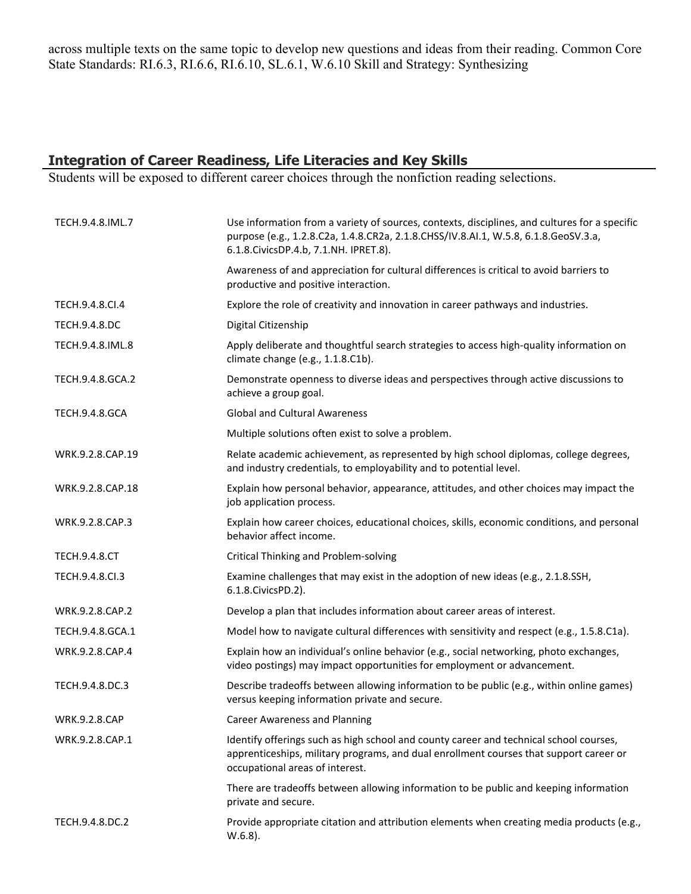across multiple texts on the same topic to develop new questions and ideas from their reading. Common Core State Standards: RI.6.3, RI.6.6, RI.6.10, SL.6.1, W.6.10 Skill and Strategy: Synthesizing

## Integration of Career Readiness, Life Literacies and Key Skills

Students will be exposed to different career choices through the nonfiction reading selections.

| | |
|---|---|
| TECH.9.4.8.IML.7 | Use information from a variety of sources, contexts, disciplines, and cultures for a specific purpose (e.g., 1.2.8.C2a, 1.4.8.CR2a, 2.1.8.CHSS/IV.8.AI.1, W.5.8, 6.1.8.GeoSV.3.a, 6.1.8.CivicsDP.4.b, 7.1.NH. IPRET.8). |
| | Awareness of and appreciation for cultural differences is critical to avoid barriers to productive and positive interaction. |
| TECH.9.4.8.CI.4 | Explore the role of creativity and innovation in career pathways and industries. |
| TECH.9.4.8.DC | Digital Citizenship |
| TECH.9.4.8.IML.8 | Apply deliberate and thoughtful search strategies to access high-quality information on climate change (e.g., 1.1.8.C1b). |
| TECH.9.4.8.GCA.2 | Demonstrate openness to diverse ideas and perspectives through active discussions to achieve a group goal. |
| TECH.9.4.8.GCA | Global and Cultural Awareness |
| | Multiple solutions often exist to solve a problem. |
| WRK.9.2.8.CAP.19 | Relate academic achievement, as represented by high school diplomas, college degrees, and industry credentials, to employability and to potential level. |
| WRK.9.2.8.CAP.18 | Explain how personal behavior, appearance, attitudes, and other choices may impact the job application process. |
| WRK.9.2.8.CAP.3 | Explain how career choices, educational choices, skills, economic conditions, and personal behavior affect income. |
| TECH.9.4.8.CT | Critical Thinking and Problem-solving |
| TECH.9.4.8.CI.3 | Examine challenges that may exist in the adoption of new ideas (e.g., 2.1.8.SSH, 6.1.8.CivicsPD.2). |
| WRK.9.2.8.CAP.2 | Develop a plan that includes information about career areas of interest. |
| TECH.9.4.8.GCA.1 | Model how to navigate cultural differences with sensitivity and respect (e.g., 1.5.8.C1a). |
| WRK.9.2.8.CAP.4 | Explain how an individual's online behavior (e.g., social networking, photo exchanges, video postings) may impact opportunities for employment or advancement. |
| TECH.9.4.8.DC.3 | Describe tradeoffs between allowing information to be public (e.g., within online games) versus keeping information private and secure. |
| WRK.9.2.8.CAP | Career Awareness and Planning |
| WRK.9.2.8.CAP.1 | Identify offerings such as high school and county career and technical school courses, apprenticeships, military programs, and dual enrollment courses that support career or occupational areas of interest. |
| | There are tradeoffs between allowing information to be public and keeping information private and secure. |
| TECH.9.4.8.DC.2 | Provide appropriate citation and attribution elements when creating media products (e.g., W.6.8). |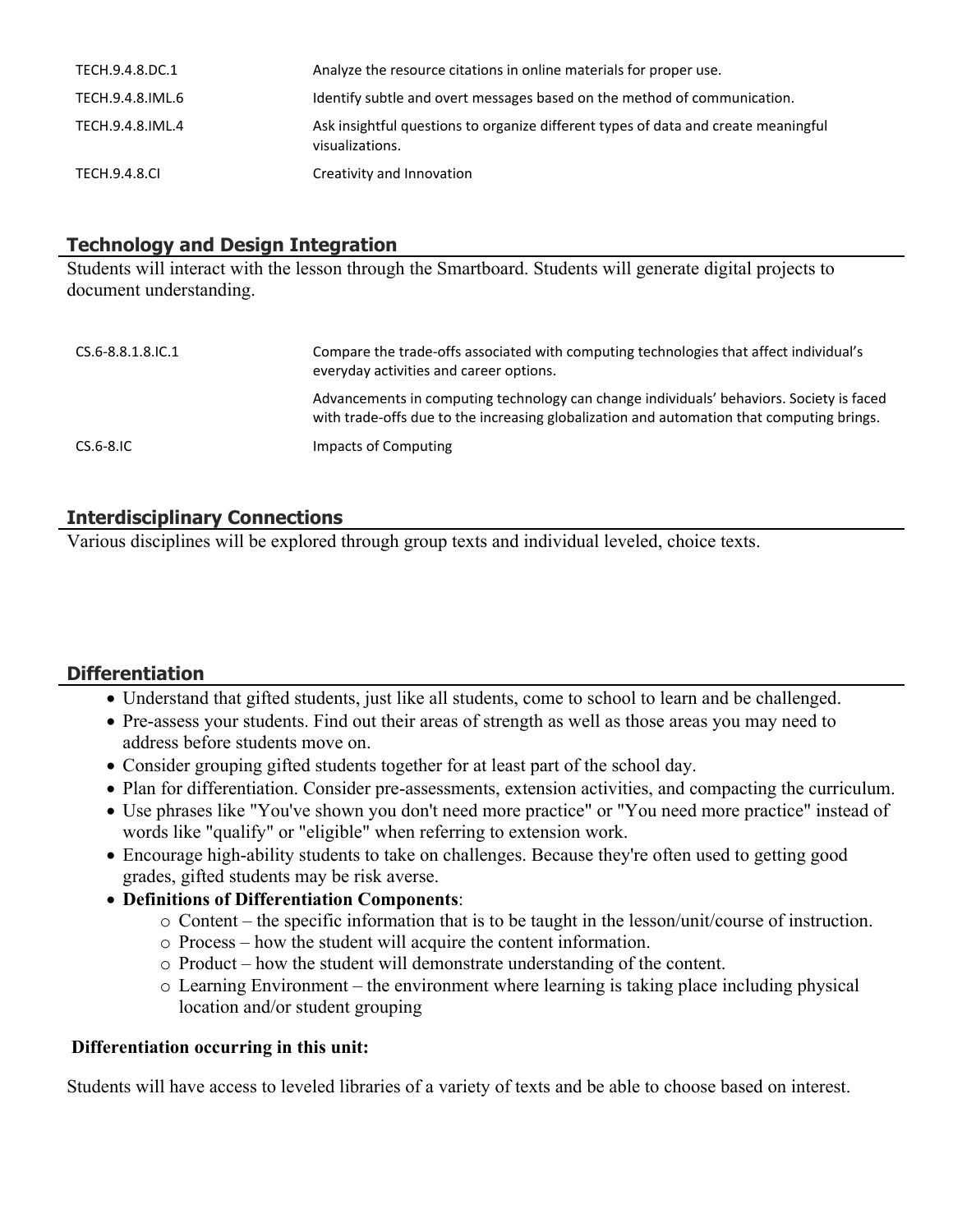| | |
|---|---|
| TECH.9.4.8.DC.1 | Analyze the resource citations in online materials for proper use. |
| TECH.9.4.8.IML.6 | Identify subtle and overt messages based on the method of communication. |
| TECH.9.4.8.IML.4 | Ask insightful questions to organize different types of data and create meaningful visualizations. |
| TECH.9.4.8.CI | Creativity and Innovation |

## Technology and Design Integration

Students will interact with the lesson through the Smartboard. Students will generate digital projects to document understanding.

| | |
|---|---|
| CS.6-8.8.1.8.IC.1 | Compare the trade-offs associated with computing technologies that affect individual's everyday activities and career options. |
| | Advancements in computing technology can change individuals' behaviors. Society is faced with trade-offs due to the increasing globalization and automation that computing brings. |
| CS.6-8.IC | Impacts of Computing |

## Interdisciplinary Connections

Various disciplines will be explored through group texts and individual leveled, choice texts.

## Differentiation

- Understand that gifted students, just like all students, come to school to learn and be challenged.
- Pre-assess your students. Find out their areas of strength as well as those areas you may need to address before students move on.
- Consider grouping gifted students together for at least part of the school day.
- Plan for differentiation. Consider pre-assessments, extension activities, and compacting the curriculum.
- Use phrases like "You've shown you don't need more practice" or "You need more practice" instead of words like "qualify" or "eligible" when referring to extension work.
- Encourage high-ability students to take on challenges. Because they're often used to getting good grades, gifted students may be risk averse.
- **Definitions of Differentiation Components**:
  - Content – the specific information that is to be taught in the lesson/unit/course of instruction.
  - Process – how the student will acquire the content information.
  - Product – how the student will demonstrate understanding of the content.
  - Learning Environment – the environment where learning is taking place including physical location and/or student grouping

**Differentiation occurring in this unit:**

Students will have access to leveled libraries of a variety of texts and be able to choose based on interest.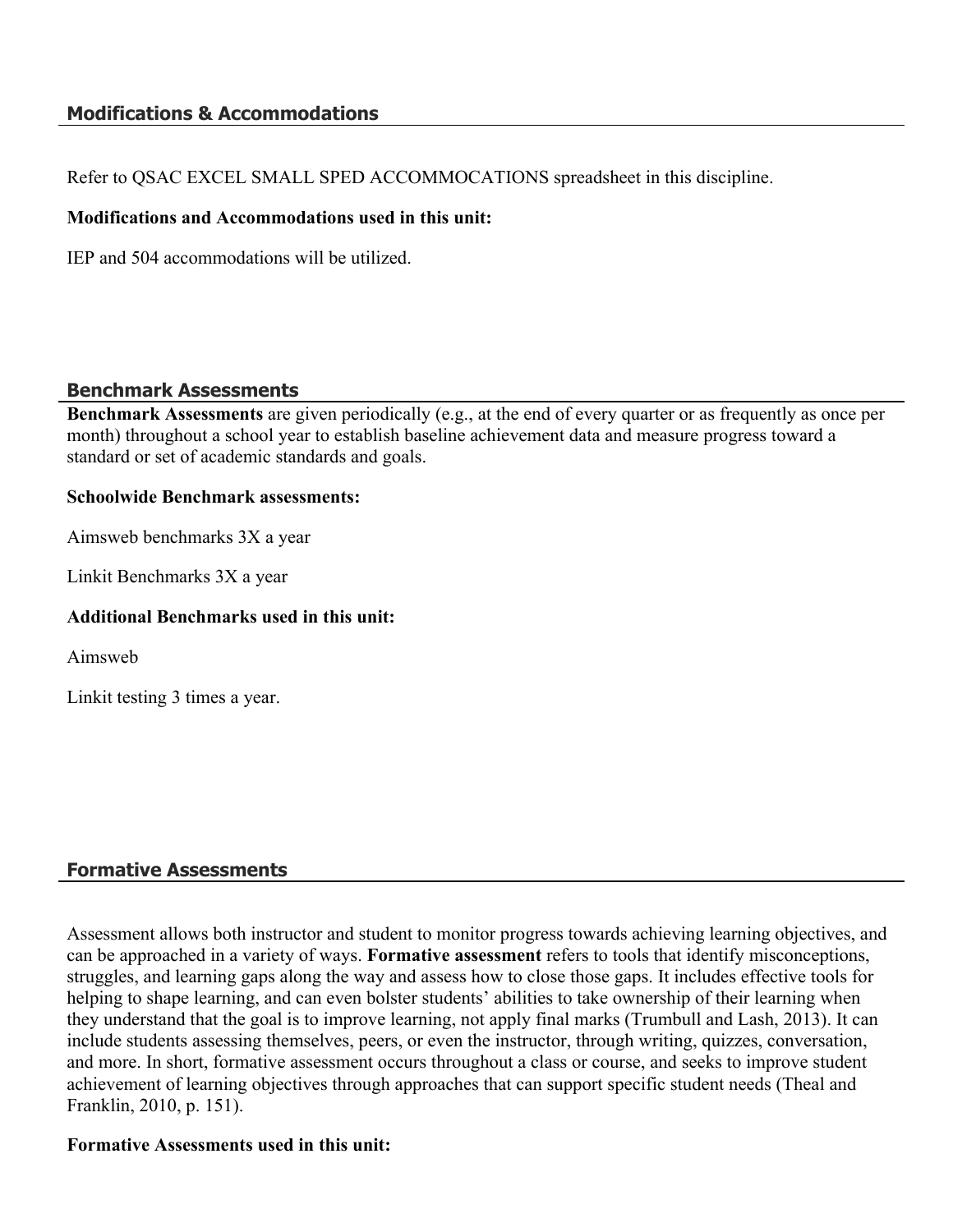## Modifications & Accommodations

Refer to QSAC EXCEL SMALL SPED ACCOMMOCATIONS spreadsheet in this discipline.

**Modifications and Accommodations used in this unit:**

IEP and 504 accommodations will be utilized.

## Benchmark Assessments

**Benchmark Assessments** are given periodically (e.g., at the end of every quarter or as frequently as once per month) throughout a school year to establish baseline achievement data and measure progress toward a standard or set of academic standards and goals.

**Schoolwide Benchmark assessments:**

Aimsweb benchmarks 3X a year

Linkit Benchmarks 3X a year

**Additional Benchmarks used in this unit:**

Aimsweb

Linkit testing 3 times a year.

## Formative Assessments

Assessment allows both instructor and student to monitor progress towards achieving learning objectives, and can be approached in a variety of ways. **Formative assessment** refers to tools that identify misconceptions, struggles, and learning gaps along the way and assess how to close those gaps. It includes effective tools for helping to shape learning, and can even bolster students' abilities to take ownership of their learning when they understand that the goal is to improve learning, not apply final marks (Trumbull and Lash, 2013). It can include students assessing themselves, peers, or even the instructor, through writing, quizzes, conversation, and more. In short, formative assessment occurs throughout a class or course, and seeks to improve student achievement of learning objectives through approaches that can support specific student needs (Theal and Franklin, 2010, p. 151).

**Formative Assessments used in this unit:**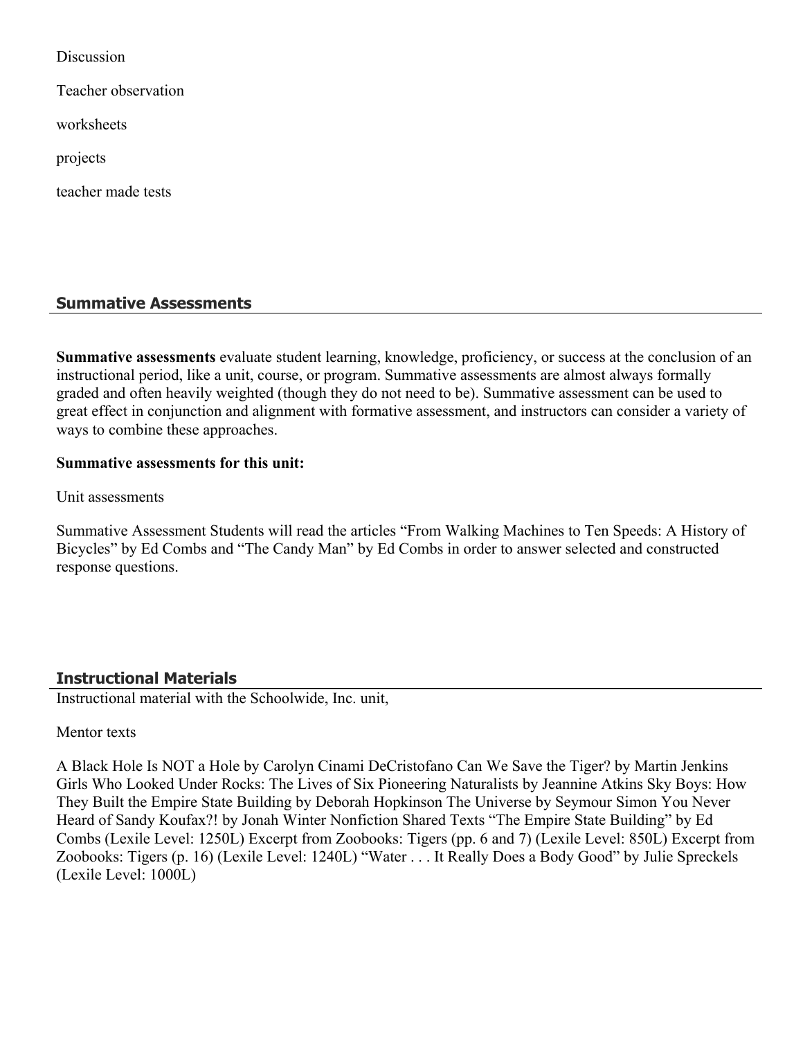Discussion

Teacher observation

worksheets

projects

teacher made tests

## Summative Assessments

**Summative assessments** evaluate student learning, knowledge, proficiency, or success at the conclusion of an instructional period, like a unit, course, or program. Summative assessments are almost always formally graded and often heavily weighted (though they do not need to be). Summative assessment can be used to great effect in conjunction and alignment with formative assessment, and instructors can consider a variety of ways to combine these approaches.

**Summative assessments for this unit:**

Unit assessments

Summative Assessment Students will read the articles "From Walking Machines to Ten Speeds: A History of Bicycles" by Ed Combs and "The Candy Man" by Ed Combs in order to answer selected and constructed response questions.

## Instructional Materials

Instructional material with the Schoolwide, Inc. unit,

Mentor texts

A Black Hole Is NOT a Hole by Carolyn Cinami DeCristofano Can We Save the Tiger? by Martin Jenkins Girls Who Looked Under Rocks: The Lives of Six Pioneering Naturalists by Jeannine Atkins Sky Boys: How They Built the Empire State Building by Deborah Hopkinson The Universe by Seymour Simon You Never Heard of Sandy Koufax?! by Jonah Winter Nonfiction Shared Texts "The Empire State Building" by Ed Combs (Lexile Level: 1250L) Excerpt from Zoobooks: Tigers (pp. 6 and 7) (Lexile Level: 850L) Excerpt from Zoobooks: Tigers (p. 16) (Lexile Level: 1240L) "Water . . . It Really Does a Body Good" by Julie Spreckels (Lexile Level: 1000L)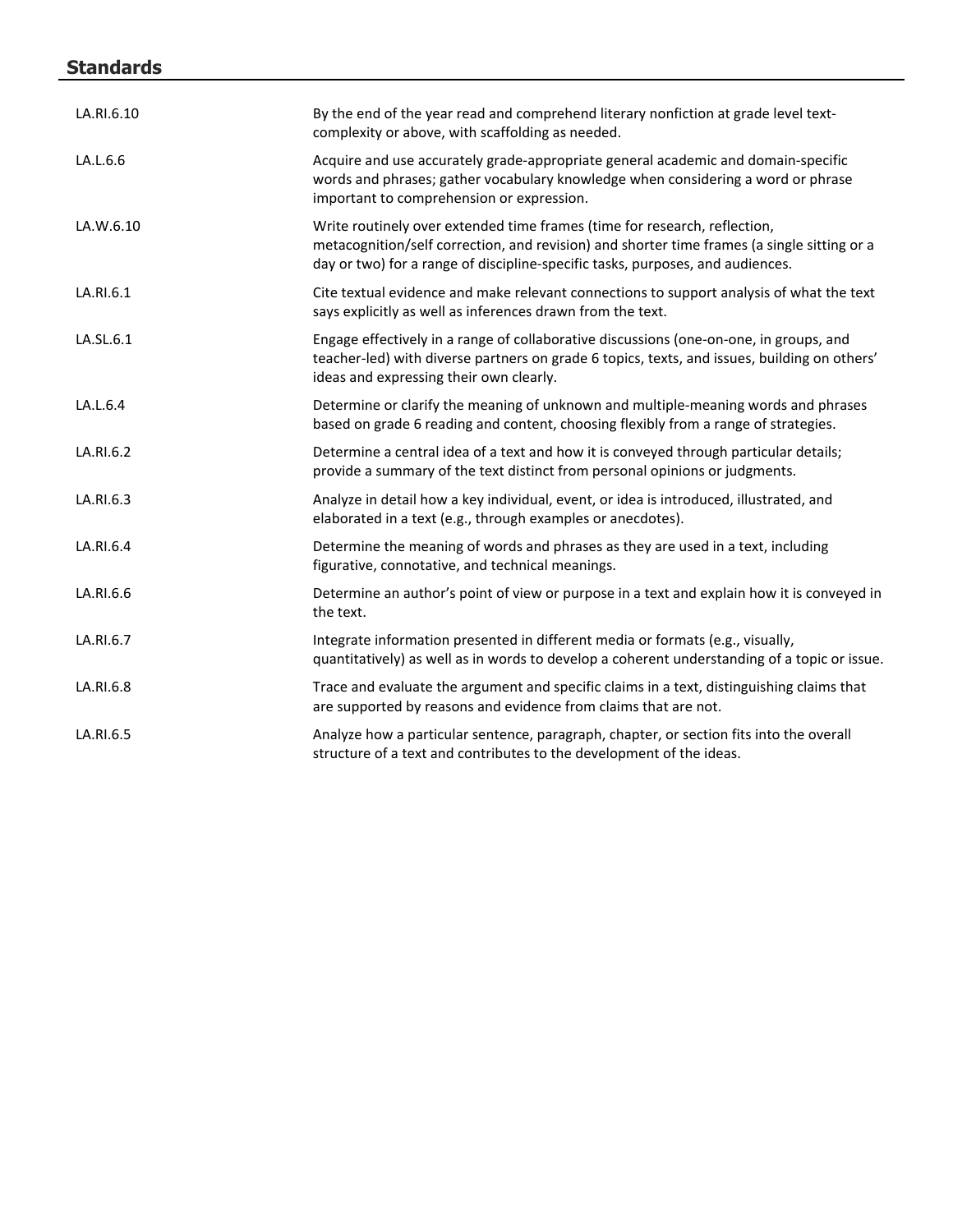## Standards

| | |
|---|---|
| LA.RI.6.10 | By the end of the year read and comprehend literary nonfiction at grade level text-complexity or above, with scaffolding as needed. |
| LA.L.6.6 | Acquire and use accurately grade-appropriate general academic and domain-specific words and phrases; gather vocabulary knowledge when considering a word or phrase important to comprehension or expression. |
| LA.W.6.10 | Write routinely over extended time frames (time for research, reflection, metacognition/self correction, and revision) and shorter time frames (a single sitting or a day or two) for a range of discipline-specific tasks, purposes, and audiences. |
| LA.RI.6.1 | Cite textual evidence and make relevant connections to support analysis of what the text says explicitly as well as inferences drawn from the text. |
| LA.SL.6.1 | Engage effectively in a range of collaborative discussions (one-on-one, in groups, and teacher-led) with diverse partners on grade 6 topics, texts, and issues, building on others' ideas and expressing their own clearly. |
| LA.L.6.4 | Determine or clarify the meaning of unknown and multiple-meaning words and phrases based on grade 6 reading and content, choosing flexibly from a range of strategies. |
| LA.RI.6.2 | Determine a central idea of a text and how it is conveyed through particular details; provide a summary of the text distinct from personal opinions or judgments. |
| LA.RI.6.3 | Analyze in detail how a key individual, event, or idea is introduced, illustrated, and elaborated in a text (e.g., through examples or anecdotes). |
| LA.RI.6.4 | Determine the meaning of words and phrases as they are used in a text, including figurative, connotative, and technical meanings. |
| LA.RI.6.6 | Determine an author's point of view or purpose in a text and explain how it is conveyed in the text. |
| LA.RI.6.7 | Integrate information presented in different media or formats (e.g., visually, quantitatively) as well as in words to develop a coherent understanding of a topic or issue. |
| LA.RI.6.8 | Trace and evaluate the argument and specific claims in a text, distinguishing claims that are supported by reasons and evidence from claims that are not. |
| LA.RI.6.5 | Analyze how a particular sentence, paragraph, chapter, or section fits into the overall structure of a text and contributes to the development of the ideas. |